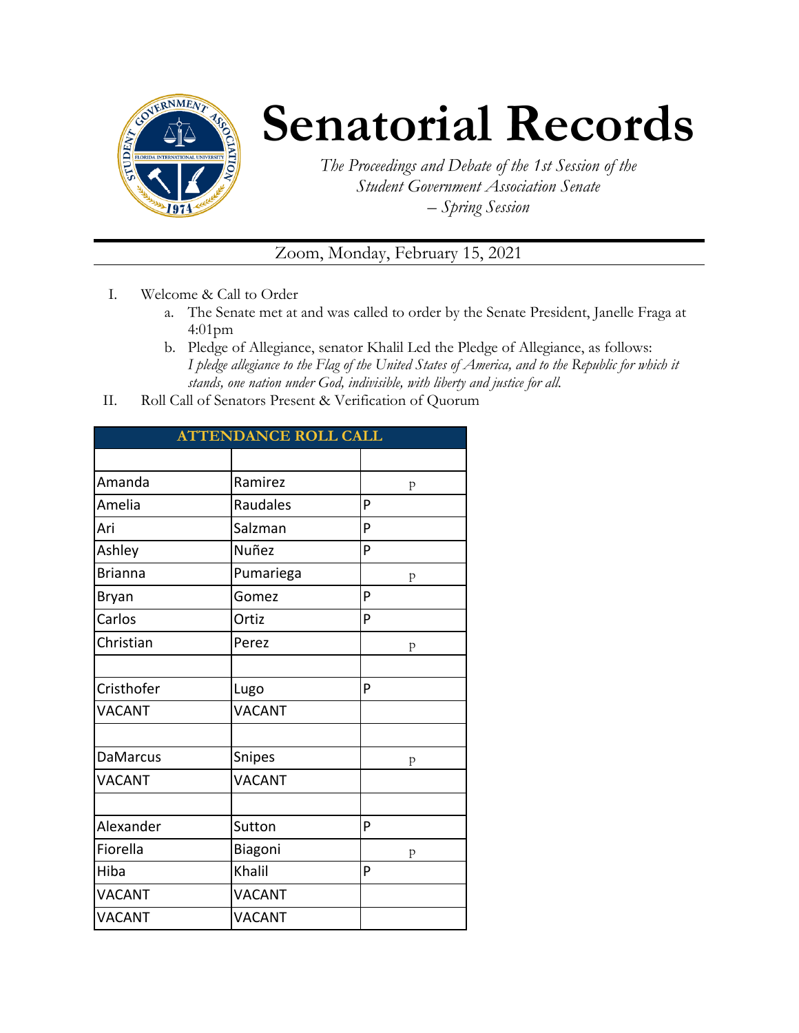# Senatorial Records

*The Proceedings and Debate of the 1st Session of the Student Government Association Senate – Spring Session*

Zoom, Monday, February 15, 2021

I. Welcome & Call to Order
   a. The Senate met at and was called to order by the Senate President, Janelle Fraga at 4:01pm
   b. Pledge of Allegiance, senator Khalil Led the Pledge of Allegiance, as follows: *I pledge allegiance to the Flag of the United States of America, and to the Republic for which it stands, one nation under God, indivisible, with liberty and justice for all.*

II. Roll Call of Senators Present & Verification of Quorum

| ATTENDANCE ROLL CALL | | |
|---|---|---|
| | | |
| Amanda | Ramirez | P |
| Amelia | Raudales | P |
| Ari | Salzman | P |
| Ashley | Nuñez | P |
| Brianna | Pumariega | P |
| Bryan | Gomez | P |
| Carlos | Ortiz | P |
| Christian | Perez | P |
| | | |
| Cristhofer | Lugo | P |
| VACANT | VACANT | |
| | | |
| DaMarcus | Snipes | P |
| VACANT | VACANT | |
| | | |
| Alexander | Sutton | P |
| Fiorella | Biagoni | P |
| Hiba | Khalil | P |
| VACANT | VACANT | |
| VACANT | VACANT | |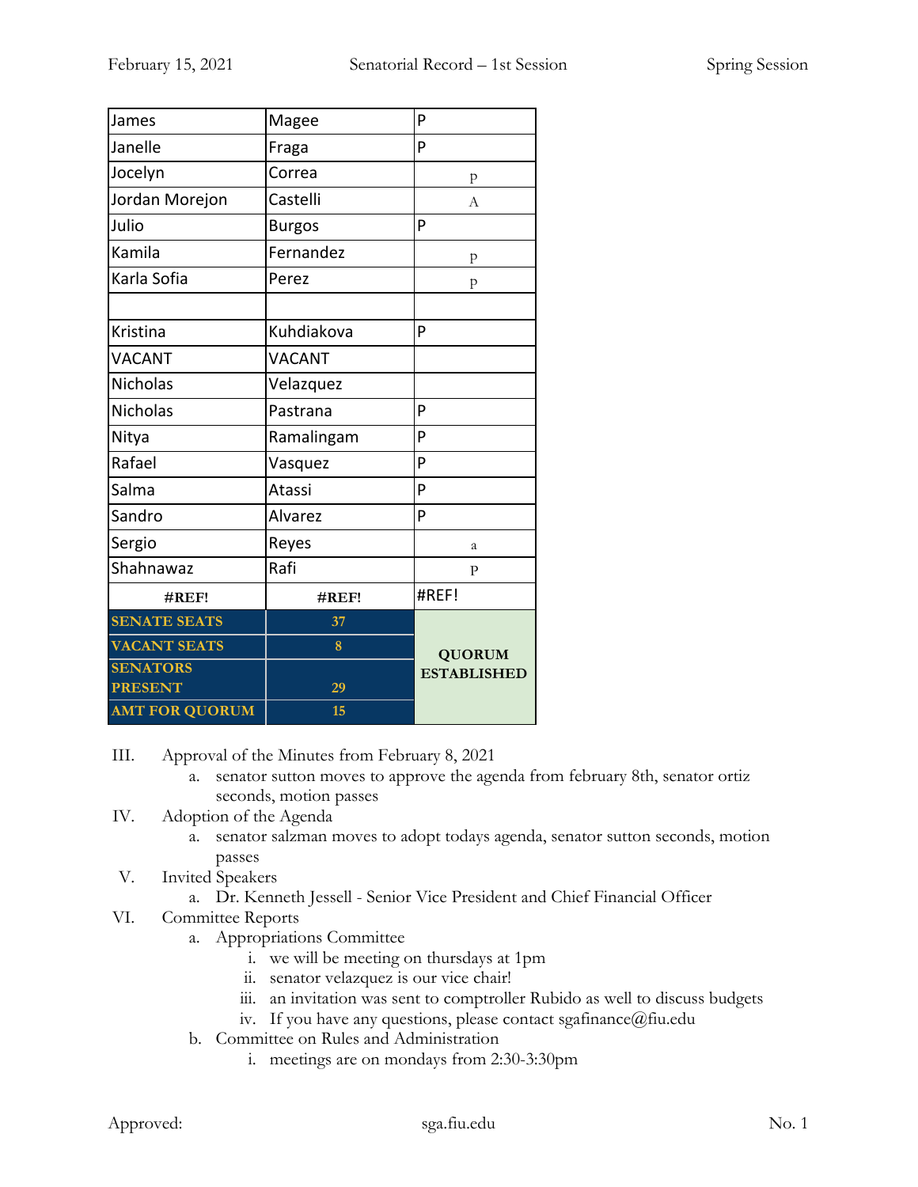| James | Magee | P |
|---|---|---|
| Janelle | Fraga | P |
| Jocelyn | Correa | p |
| Jordan Morejon | Castelli | A |
| Julio | Burgos | P |
| Kamila | Fernandez | p |
| Karla Sofia | Perez | p |
| | | |
| Kristina | Kuhdiakova | P |
| VACANT | VACANT | |
| Nicholas | Velazquez | |
| Nicholas | Pastrana | P |
| Nitya | Ramalingam | P |
| Rafael | Vasquez | P |
| Salma | Atassi | P |
| Sandro | Alvarez | P |
| Sergio | Reyes | a |
| Shahnawaz | Rafi | p |
| #REF! | #REF! | #REF! |
| **SENATE SEATS** | **37** | **QUORUM ESTABLISHED** |
| **VACANT SEATS** | **8** | |
| **SENATORS PRESENT** | **29** | |
| **AMT FOR QUORUM** | **15** | |

III. Approval of the Minutes from February 8, 2021
   a. senator sutton moves to approve the agenda from february 8th, senator ortiz seconds, motion passes

IV. Adoption of the Agenda
   a. senator salzman moves to adopt todays agenda, senator sutton seconds, motion passes

V. Invited Speakers
   a. Dr. Kenneth Jessell - Senior Vice President and Chief Financial Officer

VI. Committee Reports
   a. Appropriations Committee
      i. we will be meeting on thursdays at 1pm
      ii. senator velazquez is our vice chair!
      iii. an invitation was sent to comptroller Rubido as well to discuss budgets
      iv. If you have any questions, please contact sgafinance@fiu.edu
   b. Committee on Rules and Administration
      i. meetings are on mondays from 2:30-3:30pm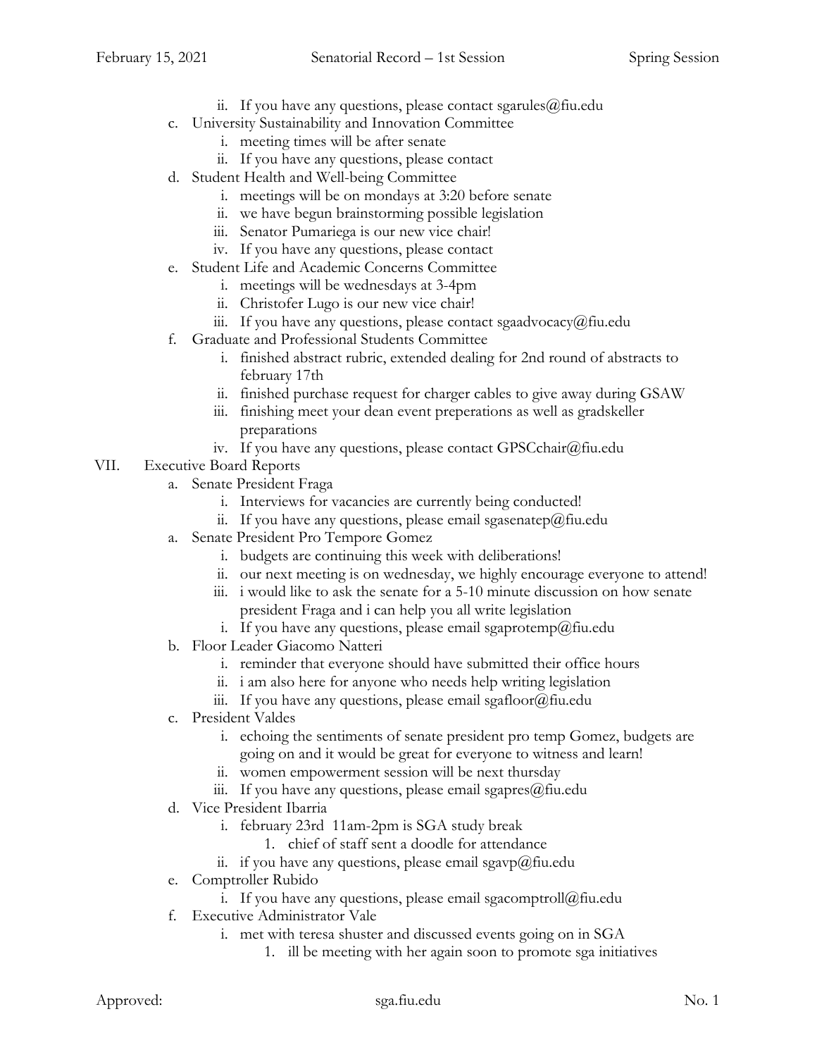- ii. If you have any questions, please contact sgarules@fiu.edu
- c. University Sustainability and Innovation Committee
   - i. meeting times will be after senate
   - ii. If you have any questions, please contact
- d. Student Health and Well-being Committee
   - i. meetings will be on mondays at 3:20 before senate
   - ii. we have begun brainstorming possible legislation
   - iii. Senator Pumariega is our new vice chair!
   - iv. If you have any questions, please contact
- e. Student Life and Academic Concerns Committee
   - i. meetings will be wednesdays at 3-4pm
   - ii. Christofer Lugo is our new vice chair!
   - iii. If you have any questions, please contact sgaadvocacy@fiu.edu
- f. Graduate and Professional Students Committee
   - i. finished abstract rubric, extended dealing for 2nd round of abstracts to february 17th
   - ii. finished purchase request for charger cables to give away during GSAW
   - iii. finishing meet your dean event preperations as well as gradskeller preparations
   - iv. If you have any questions, please contact GPSCchair@fiu.edu

VII. Executive Board Reports

- a. Senate President Fraga
   - i. Interviews for vacancies are currently being conducted!
   - ii. If you have any questions, please email sgasenatep@fiu.edu
- a. Senate President Pro Tempore Gomez
   - i. budgets are continuing this week with deliberations!
   - ii. our next meeting is on wednesday, we highly encourage everyone to attend!
   - iii. i would like to ask the senate for a 5-10 minute discussion on how senate president Fraga and i can help you all write legislation
   - i. If you have any questions, please email sgaprotemp@fiu.edu
- b. Floor Leader Giacomo Natteri
   - i. reminder that everyone should have submitted their office hours
   - ii. i am also here for anyone who needs help writing legislation
   - iii. If you have any questions, please email sgafloor@fiu.edu
- c. President Valdes
   - i. echoing the sentiments of senate president pro temp Gomez, budgets are going on and it would be great for everyone to witness and learn!
   - ii. women empowerment session will be next thursday
   - iii. If you have any questions, please email sgapres@fiu.edu
- d. Vice President Ibarria
   - i. february 23rd 11am-2pm is SGA study break
      - 1. chief of staff sent a doodle for attendance
   - ii. if you have any questions, please email sgavp@fiu.edu
- e. Comptroller Rubido
   - i. If you have any questions, please email sgacomptroll@fiu.edu
- f. Executive Administrator Vale
   - i. met with teresa shuster and discussed events going on in SGA
      - 1. ill be meeting with her again soon to promote sga initiatives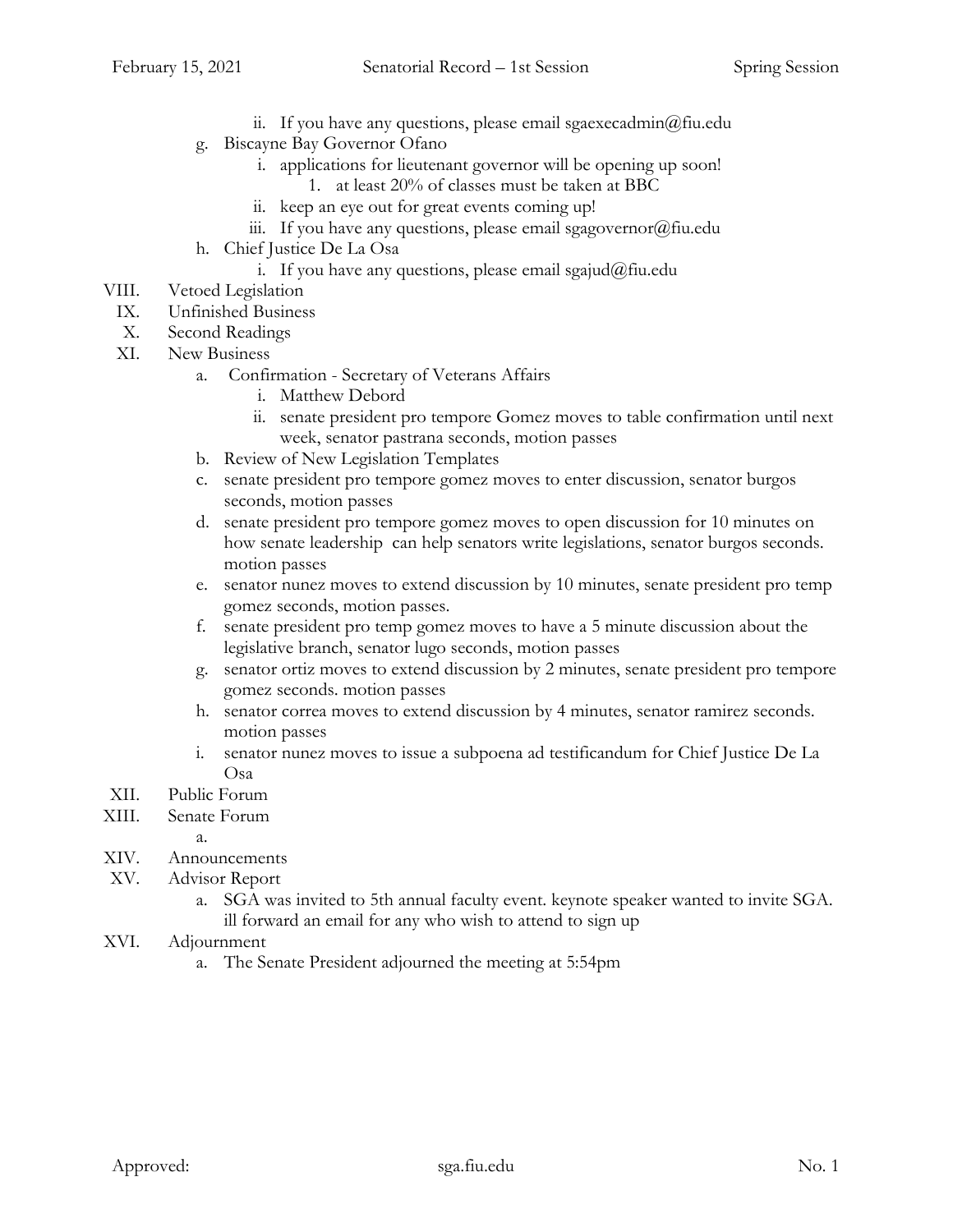ii. If you have any questions, please email sgaexecadmin@fiu.edu

g. Biscayne Bay Governor Ofano
    i. applications for lieutenant governor will be opening up soon!
        1. at least 20% of classes must be taken at BBC
    ii. keep an eye out for great events coming up!
    iii. If you have any questions, please email sgagovernor@fiu.edu

h. Chief Justice De La Osa
    i. If you have any questions, please email sgajud@fiu.edu

VIII. Vetoed Legislation

IX. Unfinished Business

X. Second Readings

XI. New Business

a. Confirmation - Secretary of Veterans Affairs
    i. Matthew Debord
    ii. senate president pro tempore Gomez moves to table confirmation until next week, senator pastrana seconds, motion passes

b. Review of New Legislation Templates

c. senate president pro tempore gomez moves to enter discussion, senator burgos seconds, motion passes

d. senate president pro tempore gomez moves to open discussion for 10 minutes on how senate leadership can help senators write legislations, senator burgos seconds. motion passes

e. senator nunez moves to extend discussion by 10 minutes, senate president pro temp gomez seconds, motion passes.

f. senate president pro temp gomez moves to have a 5 minute discussion about the legislative branch, senator lugo seconds, motion passes

g. senator ortiz moves to extend discussion by 2 minutes, senate president pro tempore gomez seconds. motion passes

h. senator correa moves to extend discussion by 4 minutes, senator ramirez seconds. motion passes

i. senator nunez moves to issue a subpoena ad testificandum for Chief Justice De La Osa

XII. Public Forum

XIII. Senate Forum

a.

XIV. Announcements

XV. Advisor Report

a. SGA was invited to 5th annual faculty event. keynote speaker wanted to invite SGA. ill forward an email for any who wish to attend to sign up

XVI. Adjournment

a. The Senate President adjourned the meeting at 5:54pm